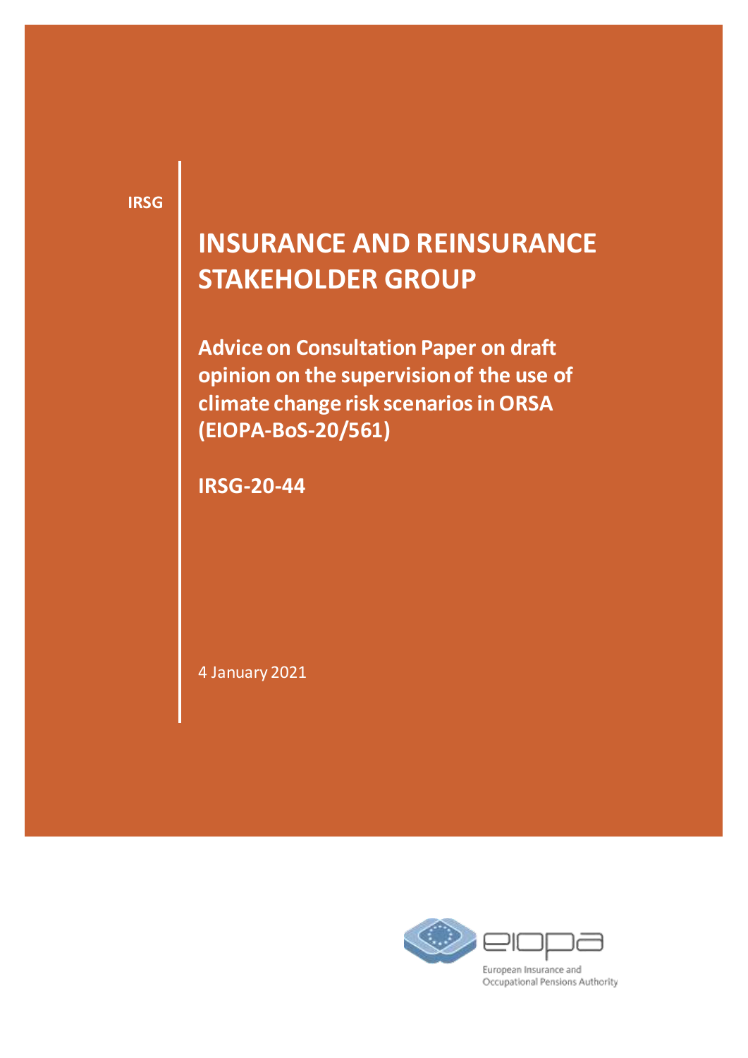IRSG

# INSURANCE AND REINSURANCE STAKEHOLDER GROUP

## Advice on Consultation Paper on draft opinion on the supervision of the use of climate change risk scenarios in ORSA (EIOPA-BoS-20/561)

**IRSG-20-44**

4 January 2021

European Insurance and Occupational Pensions Authority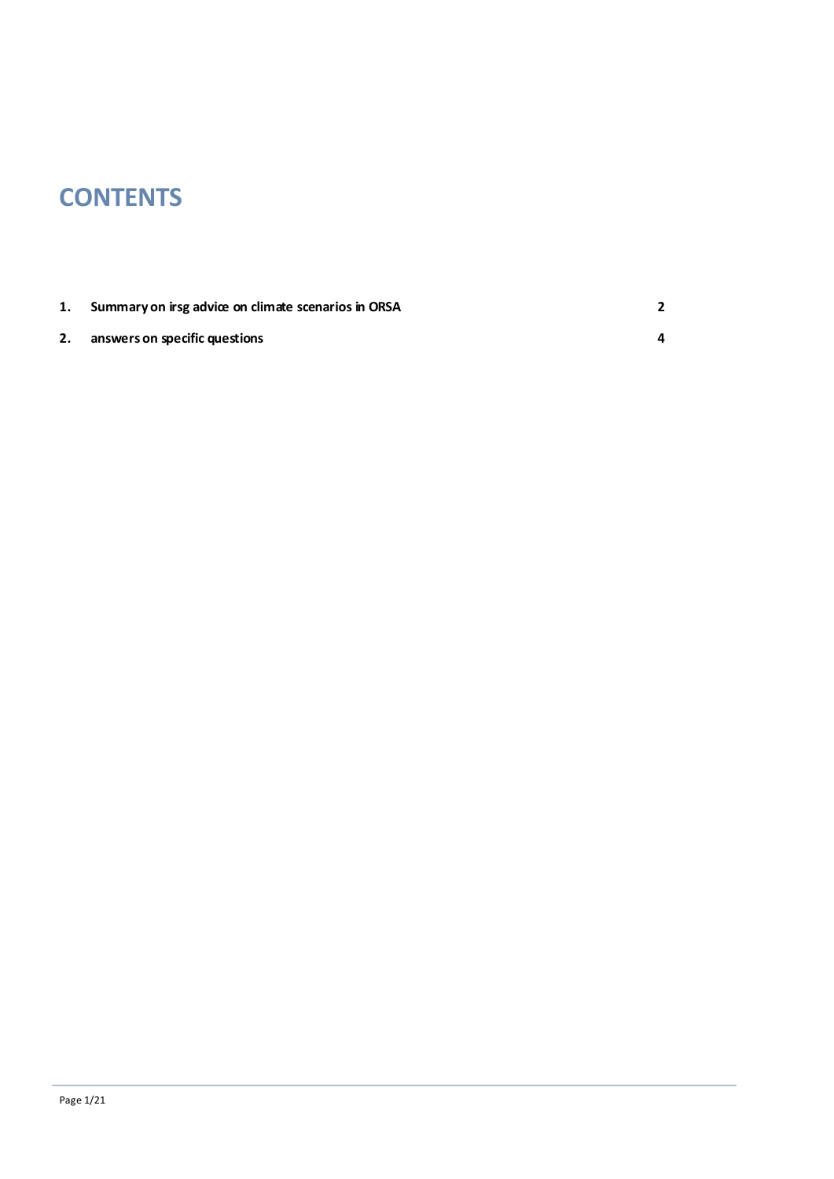# CONTENTS

| | | |
|---|---|---|
| **1.** | **Summary on irsg advice on climate scenarios in ORSA** | **2** |
| **2.** | **answers on specific questions** | **4** |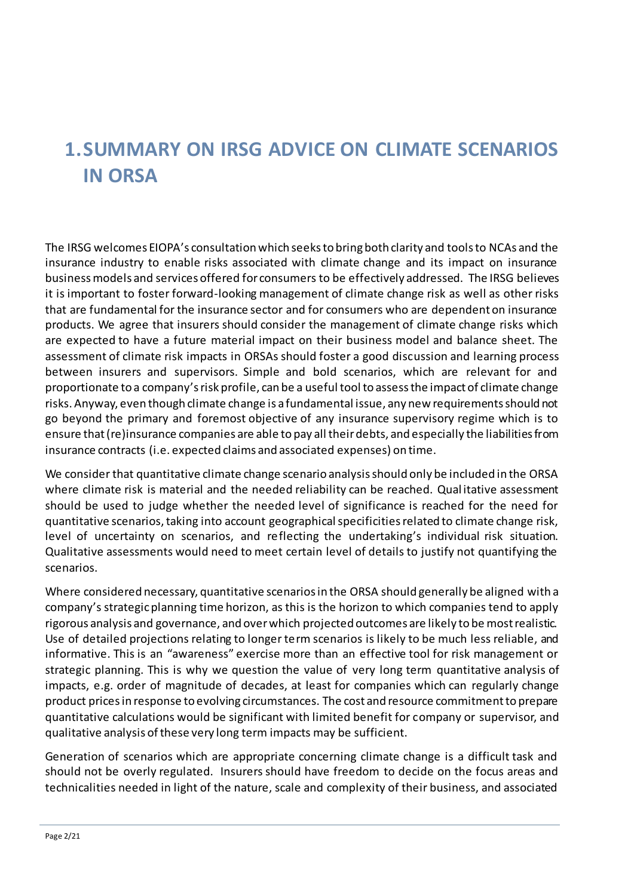# 1. SUMMARY ON IRSG ADVICE ON CLIMATE SCENARIOS IN ORSA

The IRSG welcomes EIOPA's consultation which seeks to bring both clarity and tools to NCAs and the insurance industry to enable risks associated with climate change and its impact on insurance business models and services offered for consumers to be effectively addressed. The IRSG believes it is important to foster forward-looking management of climate change risk as well as other risks that are fundamental for the insurance sector and for consumers who are dependent on insurance products. We agree that insurers should consider the management of climate change risks which are expected to have a future material impact on their business model and balance sheet. The assessment of climate risk impacts in ORSAs should foster a good discussion and learning process between insurers and supervisors. Simple and bold scenarios, which are relevant for and proportionate to a company's risk profile, can be a useful tool to assess the impact of climate change risks. Anyway, even though climate change is a fundamental issue, any new requirements should not go beyond the primary and foremost objective of any insurance supervisory regime which is to ensure that (re)insurance companies are able to pay all their debts, and especially the liabilities from insurance contracts (i.e. expected claims and associated expenses) on time.

We consider that quantitative climate change scenario analysis should only be included in the ORSA where climate risk is material and the needed reliability can be reached. Qualitative assessment should be used to judge whether the needed level of significance is reached for the need for quantitative scenarios, taking into account geographical specificities related to climate change risk, level of uncertainty on scenarios, and reflecting the undertaking's individual risk situation. Qualitative assessments would need to meet certain level of details to justify not quantifying the scenarios.

Where considered necessary, quantitative scenarios in the ORSA should generally be aligned with a company's strategic planning time horizon, as this is the horizon to which companies tend to apply rigorous analysis and governance, and over which projected outcomes are likely to be most realistic. Use of detailed projections relating to longer term scenarios is likely to be much less reliable, and informative. This is an "awareness" exercise more than an effective tool for risk management or strategic planning. This is why we question the value of very long term quantitative analysis of impacts, e.g. order of magnitude of decades, at least for companies which can regularly change product prices in response to evolving circumstances. The cost and resource commitment to prepare quantitative calculations would be significant with limited benefit for company or supervisor, and qualitative analysis of these very long term impacts may be sufficient.

Generation of scenarios which are appropriate concerning climate change is a difficult task and should not be overly regulated. Insurers should have freedom to decide on the focus areas and technicalities needed in light of the nature, scale and complexity of their business, and associated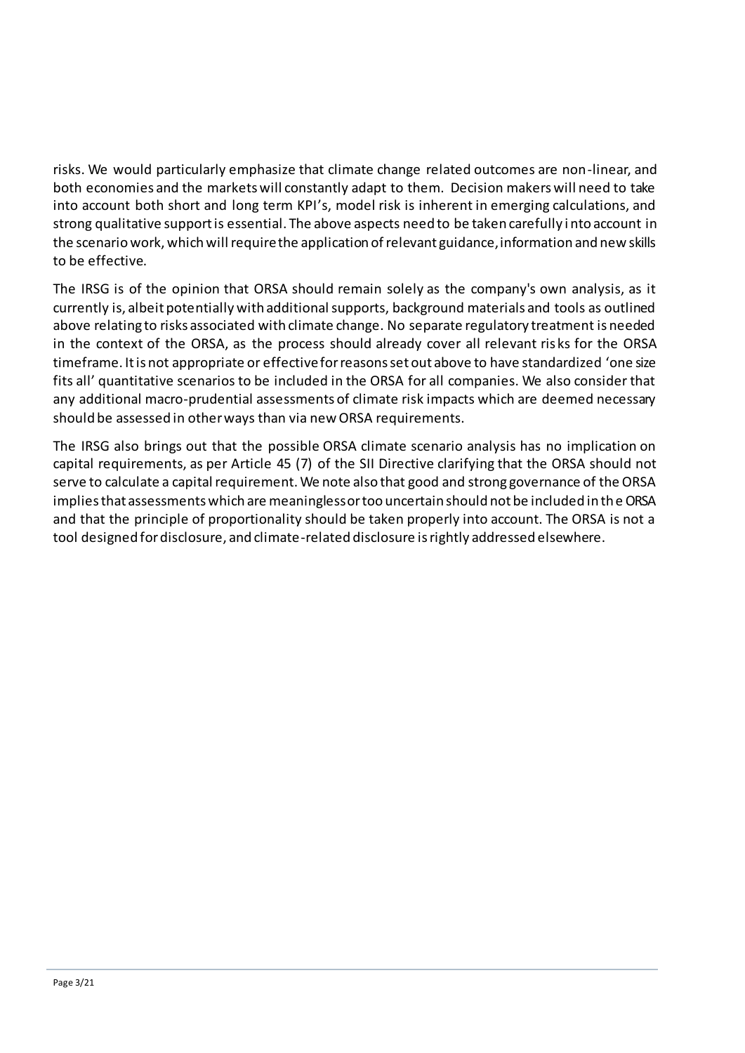risks. We would particularly emphasize that climate change related outcomes are non-linear, and both economies and the markets will constantly adapt to them. Decision makers will need to take into account both short and long term KPI's, model risk is inherent in emerging calculations, and strong qualitative support is essential. The above aspects need to be taken carefully into account in the scenario work, which will require the application of relevant guidance, information and new skills to be effective.

The IRSG is of the opinion that ORSA should remain solely as the company's own analysis, as it currently is, albeit potentially with additional supports, background materials and tools as outlined above relating to risks associated with climate change. No separate regulatory treatment is needed in the context of the ORSA, as the process should already cover all relevant risks for the ORSA timeframe. It is not appropriate or effective for reasons set out above to have standardized 'one size fits all' quantitative scenarios to be included in the ORSA for all companies. We also consider that any additional macro-prudential assessments of climate risk impacts which are deemed necessary should be assessed in other ways than via new ORSA requirements.

The IRSG also brings out that the possible ORSA climate scenario analysis has no implication on capital requirements, as per Article 45 (7) of the SII Directive clarifying that the ORSA should not serve to calculate a capital requirement. We note also that good and strong governance of the ORSA implies that assessments which are meaningless or too uncertain should not be included in the ORSA and that the principle of proportionality should be taken properly into account. The ORSA is not a tool designed for disclosure, and climate-related disclosure is rightly addressed elsewhere.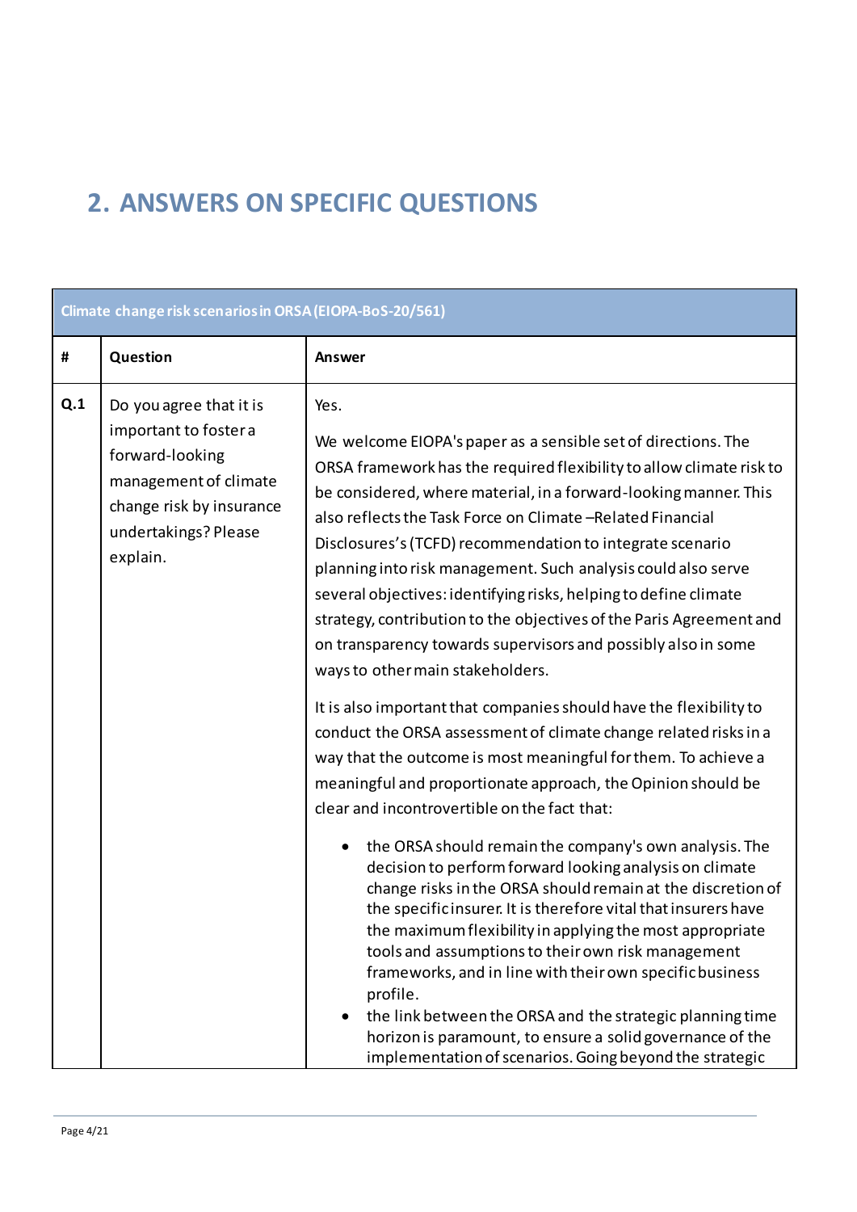# 2. ANSWERS ON SPECIFIC QUESTIONS

| Climate change risk scenarios in ORSA (EIOPA-BoS-20/561) | | |
|---|---|---|
| **#** | **Question** | **Answer** |
| **Q.1** | Do you agree that it is important to foster a forward-looking management of climate change risk by insurance undertakings? Please explain. | Yes.<br><br>We welcome EIOPA's paper as a sensible set of directions. The ORSA framework has the required flexibility to allow climate risk to be considered, where material, in a forward-looking manner. This also reflects the Task Force on Climate –Related Financial Disclosures's (TCFD) recommendation to integrate scenario planning into risk management. Such analysis could also serve several objectives: identifying risks, helping to define climate strategy, contribution to the objectives of the Paris Agreement and on transparency towards supervisors and possibly also in some ways to other main stakeholders.<br><br>It is also important that companies should have the flexibility to conduct the ORSA assessment of climate change related risks in a way that the outcome is most meaningful for them. To achieve a meaningful and proportionate approach, the Opinion should be clear and incontrovertible on the fact that:<br><br>• the ORSA should remain the company's own analysis. The decision to perform forward looking analysis on climate change risks in the ORSA should remain at the discretion of the specific insurer. It is therefore vital that insurers have the maximum flexibility in applying the most appropriate tools and assumptions to their own risk management frameworks, and in line with their own specific business profile.<br>• the link between the ORSA and the strategic planning time horizon is paramount, to ensure a solid governance of the implementation of scenarios. Going beyond the strategic |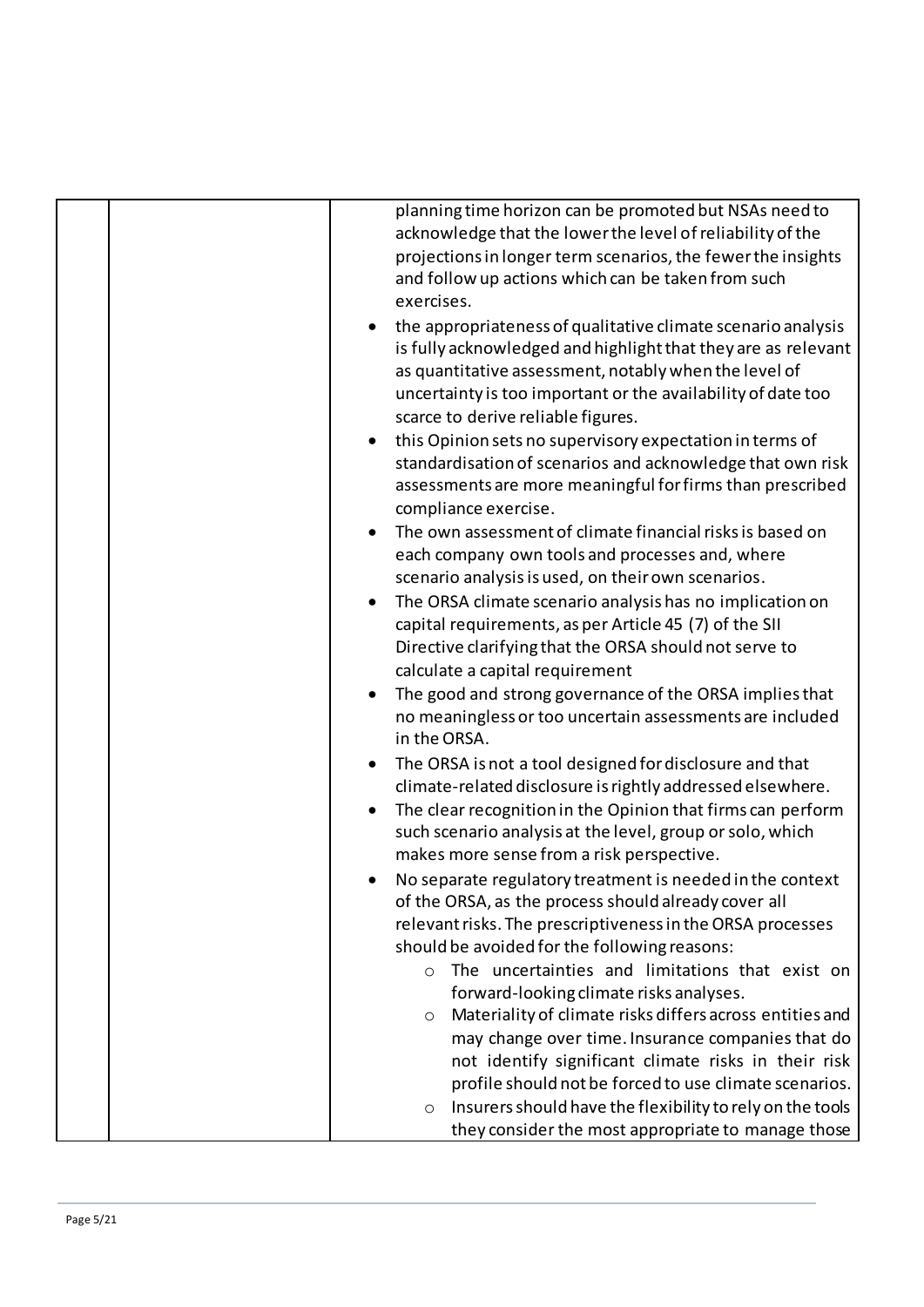| | | planning time horizon can be promoted but NSAs need to acknowledge that the lower the level of reliability of the projections in longer term scenarios, the fewer the insights and follow up actions which can be taken from such exercises.<br>• the appropriateness of qualitative climate scenario analysis is fully acknowledged and highlight that they are as relevant as quantitative assessment, notably when the level of uncertainty is too important or the availability of date too scarce to derive reliable figures.<br>• this Opinion sets no supervisory expectation in terms of standardisation of scenarios and acknowledge that own risk assessments are more meaningful for firms than prescribed compliance exercise.<br>• The own assessment of climate financial risks is based on each company own tools and processes and, where scenario analysis is used, on their own scenarios.<br>• The ORSA climate scenario analysis has no implication on capital requirements, as per Article 45 (7) of the SII Directive clarifying that the ORSA should not serve to calculate a capital requirement<br>• The good and strong governance of the ORSA implies that no meaningless or too uncertain assessments are included in the ORSA.<br>• The ORSA is not a tool designed for disclosure and that climate-related disclosure is rightly addressed elsewhere.<br>• The clear recognition in the Opinion that firms can perform such scenario analysis at the level, group or solo, which makes more sense from a risk perspective.<br>• No separate regulatory treatment is needed in the context of the ORSA, as the process should already cover all relevant risks. The prescriptiveness in the ORSA processes should be avoided for the following reasons:<br>  ○ The uncertainties and limitations that exist on forward-looking climate risks analyses.<br>  ○ Materiality of climate risks differs across entities and may change over time. Insurance companies that do not identify significant climate risks in their risk profile should not be forced to use climate scenarios.<br>  ○ Insurers should have the flexibility to rely on the tools they consider the most appropriate to manage those |
|---|---|---|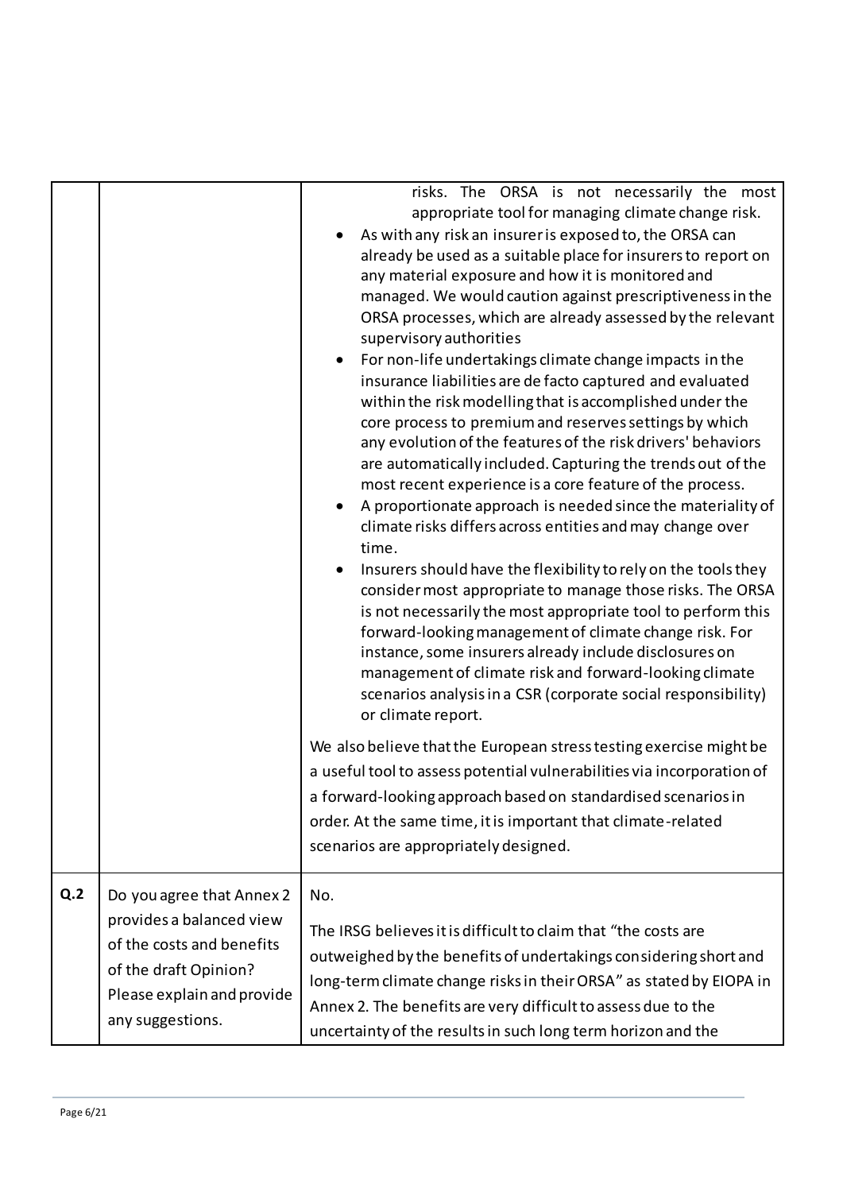| | | |
|---|---|---|
| | | risks. The ORSA is not necessarily the most appropriate tool for managing climate change risk.<br>• As with any risk an insurer is exposed to, the ORSA can already be used as a suitable place for insurers to report on any material exposure and how it is monitored and managed. We would caution against prescriptiveness in the ORSA processes, which are already assessed by the relevant supervisory authorities<br>• For non-life undertakings climate change impacts in the insurance liabilities are de facto captured and evaluated within the risk modelling that is accomplished under the core process to premium and reserves settings by which any evolution of the features of the risk drivers' behaviors are automatically included. Capturing the trends out of the most recent experience is a core feature of the process.<br>• A proportionate approach is needed since the materiality of climate risks differs across entities and may change over time.<br>• Insurers should have the flexibility to rely on the tools they consider most appropriate to manage those risks. The ORSA is not necessarily the most appropriate tool to perform this forward-looking management of climate change risk. For instance, some insurers already include disclosures on management of climate risk and forward-looking climate scenarios analysis in a CSR (corporate social responsibility) or climate report.<br><br>We also believe that the European stress testing exercise might be a useful tool to assess potential vulnerabilities via incorporation of a forward-looking approach based on standardised scenarios in order. At the same time, it is important that climate-related scenarios are appropriately designed. |
| **Q.2** | Do you agree that Annex 2 provides a balanced view of the costs and benefits of the draft Opinion? Please explain and provide any suggestions. | No.<br><br>The IRSG believes it is difficult to claim that "the costs are outweighed by the benefits of undertakings considering short and long-term climate change risks in their ORSA" as stated by EIOPA in Annex 2. The benefits are very difficult to assess due to the uncertainty of the results in such long term horizon and the |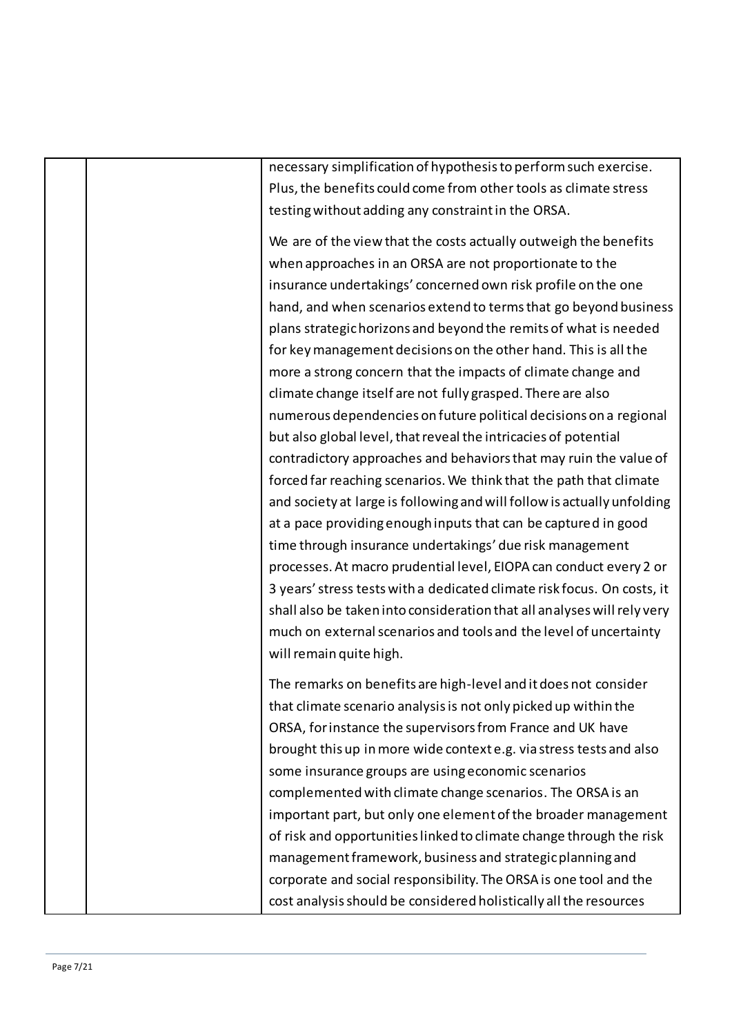| | | |
|---|---|---|
| | | necessary simplification of hypothesis to perform such exercise. Plus, the benefits could come from other tools as climate stress testing without adding any constraint in the ORSA.<br><br>We are of the view that the costs actually outweigh the benefits when approaches in an ORSA are not proportionate to the insurance undertakings' concerned own risk profile on the one hand, and when scenarios extend to terms that go beyond business plans strategic horizons and beyond the remits of what is needed for key management decisions on the other hand. This is all the more a strong concern that the impacts of climate change and climate change itself are not fully grasped. There are also numerous dependencies on future political decisions on a regional but also global level, that reveal the intricacies of potential contradictory approaches and behaviors that may ruin the value of forced far reaching scenarios. We think that the path that climate and society at large is following and will follow is actually unfolding at a pace providing enough inputs that can be captured in good time through insurance undertakings' due risk management processes. At macro prudential level, EIOPA can conduct every 2 or 3 years' stress tests with a dedicated climate risk focus. On costs, it shall also be taken into consideration that all analyses will rely very much on external scenarios and tools and the level of uncertainty will remain quite high.<br><br>The remarks on benefits are high-level and it does not consider that climate scenario analysis is not only picked up within the ORSA, for instance the supervisors from France and UK have brought this up in more wide context e.g. via stress tests and also some insurance groups are using economic scenarios complemented with climate change scenarios. The ORSA is an important part, but only one element of the broader management of risk and opportunities linked to climate change through the risk management framework, business and strategic planning and corporate and social responsibility. The ORSA is one tool and the cost analysis should be considered holistically all the resources |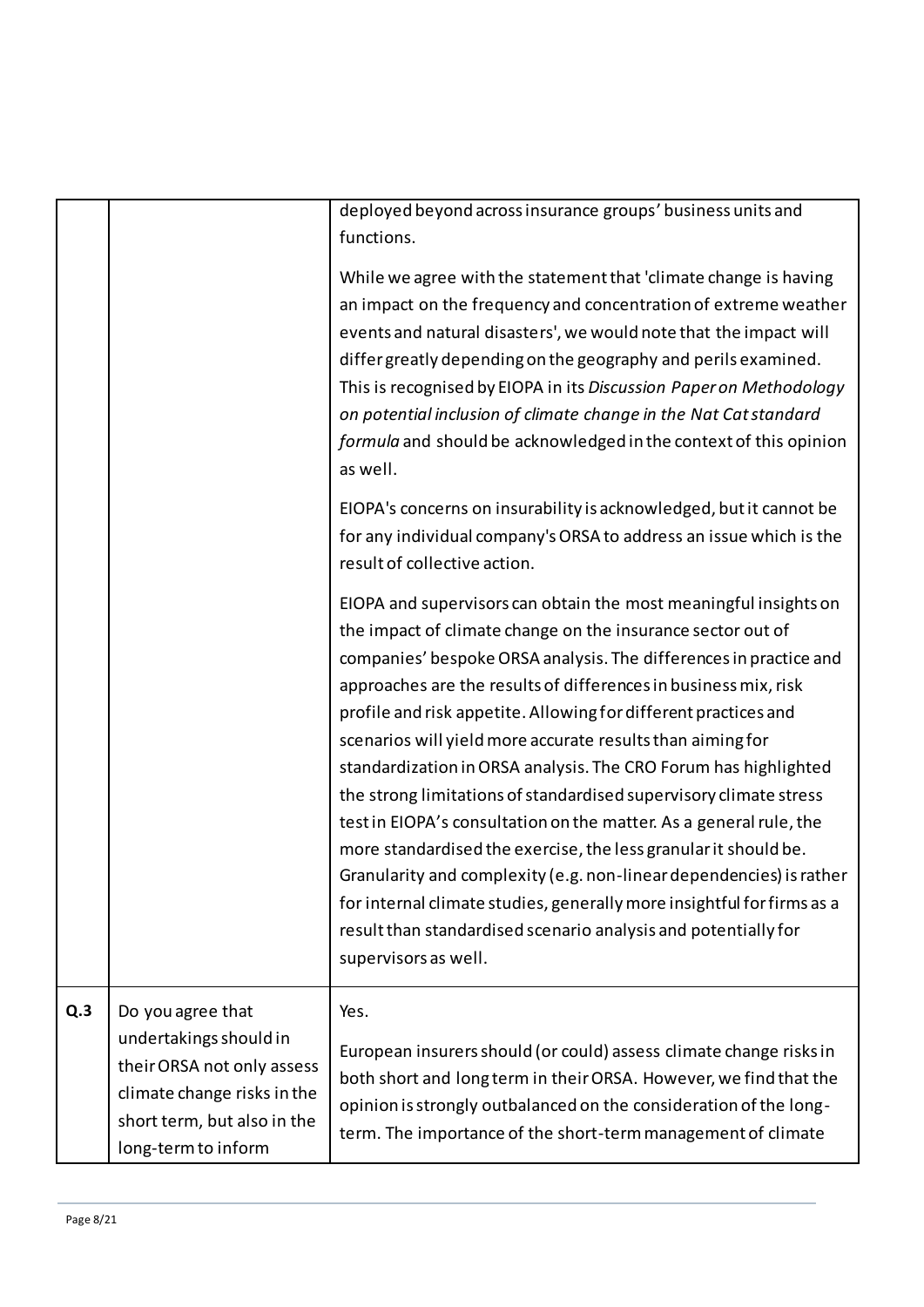| | | |
|---|---|---|
| | | deployed beyond across insurance groups' business units and functions.<br><br>While we agree with the statement that 'climate change is having an impact on the frequency and concentration of extreme weather events and natural disasters', we would note that the impact will differ greatly depending on the geography and perils examined. This is recognised by EIOPA in its *Discussion Paper on Methodology on potential inclusion of climate change in the Nat Cat standard formula* and should be acknowledged in the context of this opinion as well.<br><br>EIOPA's concerns on insurability is acknowledged, but it cannot be for any individual company's ORSA to address an issue which is the result of collective action.<br><br>EIOPA and supervisors can obtain the most meaningful insights on the impact of climate change on the insurance sector out of companies' bespoke ORSA analysis. The differences in practice and approaches are the results of differences in business mix, risk profile and risk appetite. Allowing for different practices and scenarios will yield more accurate results than aiming for standardization in ORSA analysis. The CRO Forum has highlighted the strong limitations of standardised supervisory climate stress test in EIOPA's consultation on the matter. As a general rule, the more standardised the exercise, the less granular it should be. Granularity and complexity (e.g. non-linear dependencies) is rather for internal climate studies, generally more insightful for firms as a result than standardised scenario analysis and potentially for supervisors as well. |
| **Q.3** | Do you agree that undertakings should in their ORSA not only assess climate change risks in the short term, but also in the long-term to inform | Yes.<br><br>European insurers should (or could) assess climate change risks in both short and long term in their ORSA. However, we find that the opinion is strongly outbalanced on the consideration of the long-term. The importance of the short-term management of climate |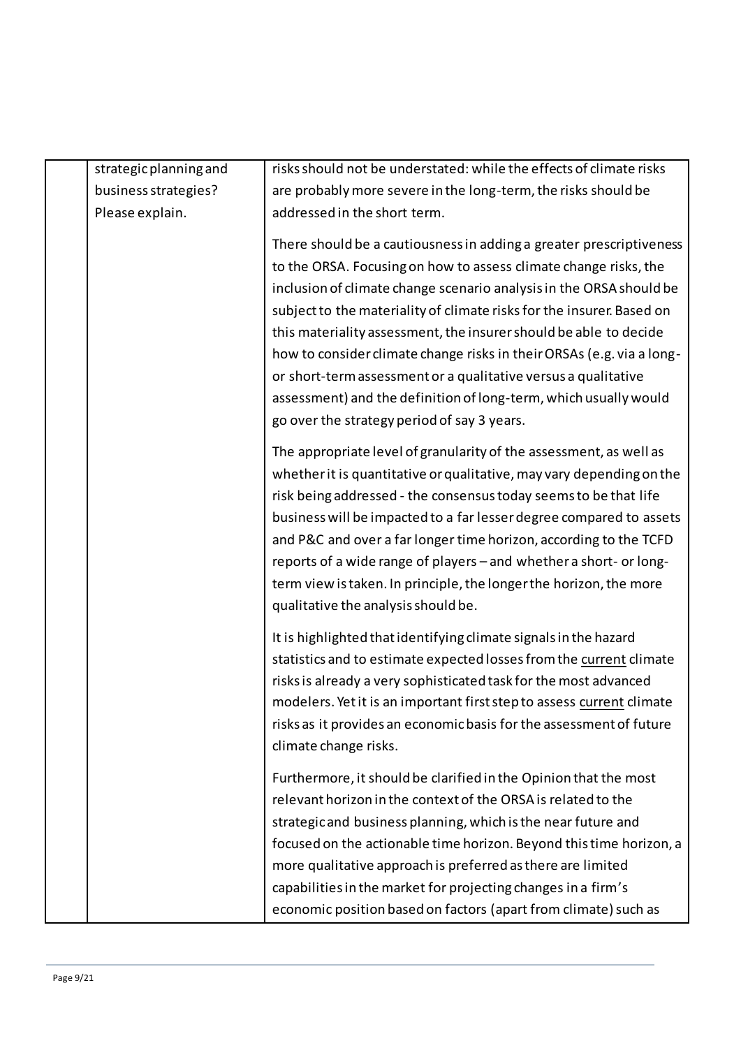| | | |
|---|---|---|
| | strategic planning and business strategies? Please explain. | risks should not be understated: while the effects of climate risks are probably more severe in the long-term, the risks should be addressed in the short term.<br><br>There should be a cautiousness in adding a greater prescriptiveness to the ORSA. Focusing on how to assess climate change risks, the inclusion of climate change scenario analysis in the ORSA should be subject to the materiality of climate risks for the insurer. Based on this materiality assessment, the insurer should be able to decide how to consider climate change risks in their ORSAs (e.g. via a long- or short-term assessment or a qualitative versus a qualitative assessment) and the definition of long-term, which usually would go over the strategy period of say 3 years.<br><br>The appropriate level of granularity of the assessment, as well as whether it is quantitative or qualitative, may vary depending on the risk being addressed - the consensus today seems to be that life business will be impacted to a far lesser degree compared to assets and P&C and over a far longer time horizon, according to the TCFD reports of a wide range of players – and whether a short- or long-term view is taken. In principle, the longer the horizon, the more qualitative the analysis should be.<br><br>It is highlighted that identifying climate signals in the hazard statistics and to estimate expected losses from the <u>current</u> climate risks is already a very sophisticated task for the most advanced modelers. Yet it is an important first step to assess <u>current</u> climate risks as it provides an economic basis for the assessment of future climate change risks.<br><br>Furthermore, it should be clarified in the Opinion that the most relevant horizon in the context of the ORSA is related to the strategic and business planning, which is the near future and focused on the actionable time horizon. Beyond this time horizon, a more qualitative approach is preferred as there are limited capabilities in the market for projecting changes in a firm's economic position based on factors (apart from climate) such as |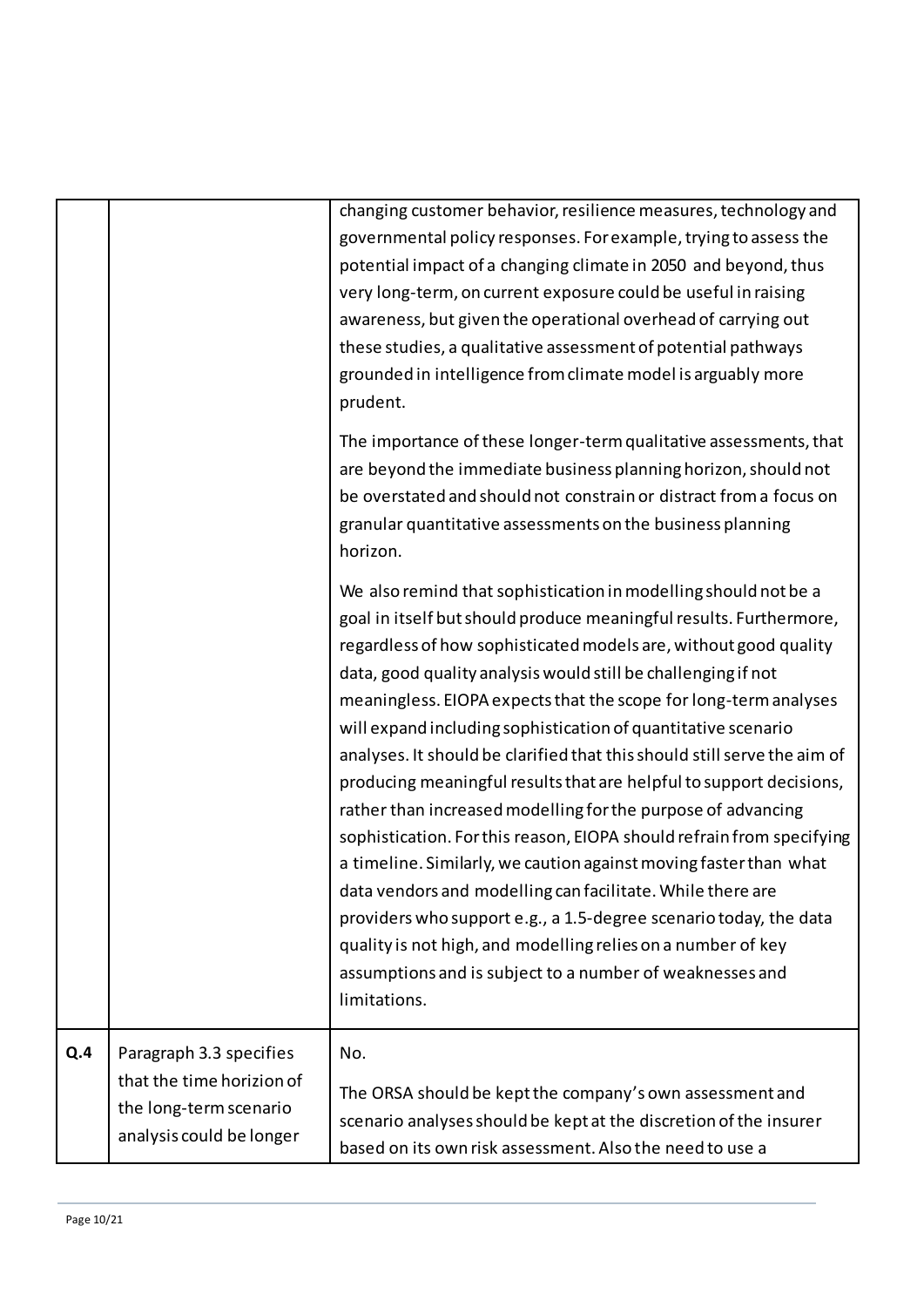| | | |
|---|---|---|
| | | changing customer behavior, resilience measures, technology and governmental policy responses. For example, trying to assess the potential impact of a changing climate in 2050 and beyond, thus very long-term, on current exposure could be useful in raising awareness, but given the operational overhead of carrying out these studies, a qualitative assessment of potential pathways grounded in intelligence from climate model is arguably more prudent.<br><br>The importance of these longer-term qualitative assessments, that are beyond the immediate business planning horizon, should not be overstated and should not constrain or distract from a focus on granular quantitative assessments on the business planning horizon.<br><br>We also remind that sophistication in modelling should not be a goal in itself but should produce meaningful results. Furthermore, regardless of how sophisticated models are, without good quality data, good quality analysis would still be challenging if not meaningless. EIOPA expects that the scope for long-term analyses will expand including sophistication of quantitative scenario analyses. It should be clarified that this should still serve the aim of producing meaningful results that are helpful to support decisions, rather than increased modelling for the purpose of advancing sophistication. For this reason, EIOPA should refrain from specifying a timeline. Similarly, we caution against moving faster than what data vendors and modelling can facilitate. While there are providers who support e.g., a 1.5-degree scenario today, the data quality is not high, and modelling relies on a number of key assumptions and is subject to a number of weaknesses and limitations. |
| **Q.4** | Paragraph 3.3 specifies that the time horizion of the long-term scenario analysis could be longer | No.<br><br>The ORSA should be kept the company's own assessment and scenario analyses should be kept at the discretion of the insurer based on its own risk assessment. Also the need to use a |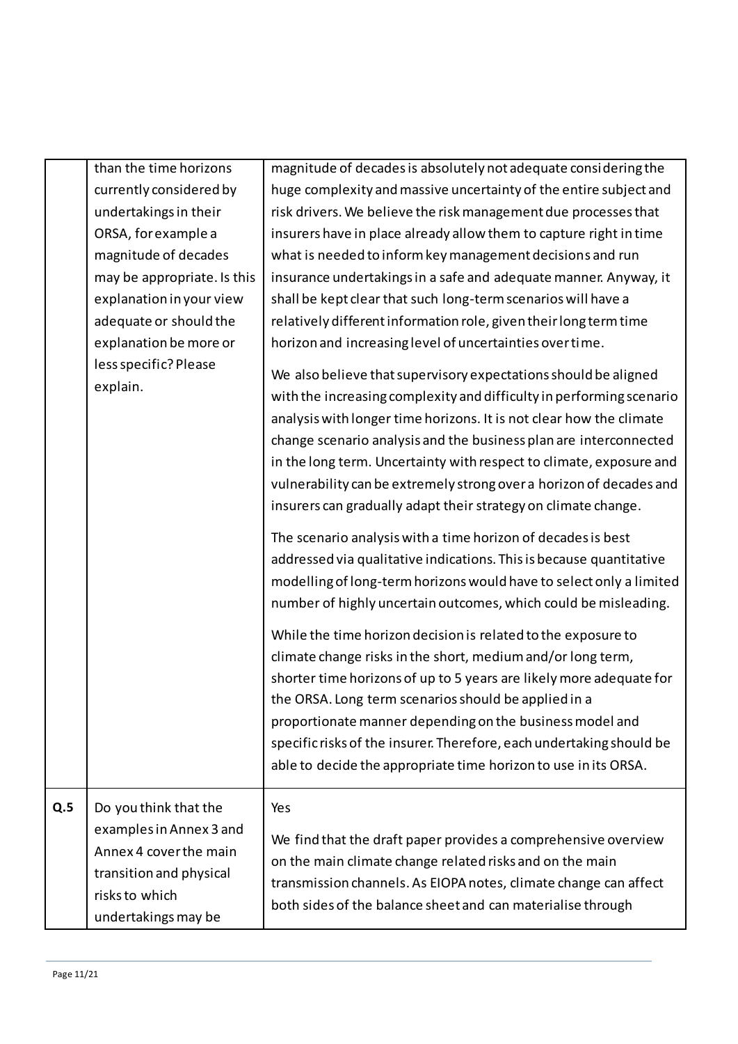|  |  |  |
|---|---|---|
|  | than the time horizons currently considered by undertakings in their ORSA, for example a magnitude of decades may be appropriate. Is this explanation in your view adequate or should the explanation be more or less specific? Please explain. | magnitude of decades is absolutely not adequate considering the huge complexity and massive uncertainty of the entire subject and risk drivers. We believe the risk management due processes that insurers have in place already allow them to capture right in time what is needed to inform key management decisions and run insurance undertakings in a safe and adequate manner. Anyway, it shall be kept clear that such long-term scenarios will have a relatively different information role, given their long term time horizon and increasing level of uncertainties over time.<br><br>We also believe that supervisory expectations should be aligned with the increasing complexity and difficulty in performing scenario analysis with longer time horizons. It is not clear how the climate change scenario analysis and the business plan are interconnected in the long term. Uncertainty with respect to climate, exposure and vulnerability can be extremely strong over a horizon of decades and insurers can gradually adapt their strategy on climate change.<br><br>The scenario analysis with a time horizon of decades is best addressed via qualitative indications. This is because quantitative modelling of long-term horizons would have to select only a limited number of highly uncertain outcomes, which could be misleading.<br><br>While the time horizon decision is related to the exposure to climate change risks in the short, medium and/or long term, shorter time horizons of up to 5 years are likely more adequate for the ORSA. Long term scenarios should be applied in a proportionate manner depending on the business model and specific risks of the insurer. Therefore, each undertaking should be able to decide the appropriate time horizon to use in its ORSA. |
| **Q.5** | Do you think that the examples in Annex 3 and Annex 4 cover the main transition and physical risks to which undertakings may be | Yes<br><br>We find that the draft paper provides a comprehensive overview on the main climate change related risks and on the main transmission channels. As EIOPA notes, climate change can affect both sides of the balance sheet and can materialise through |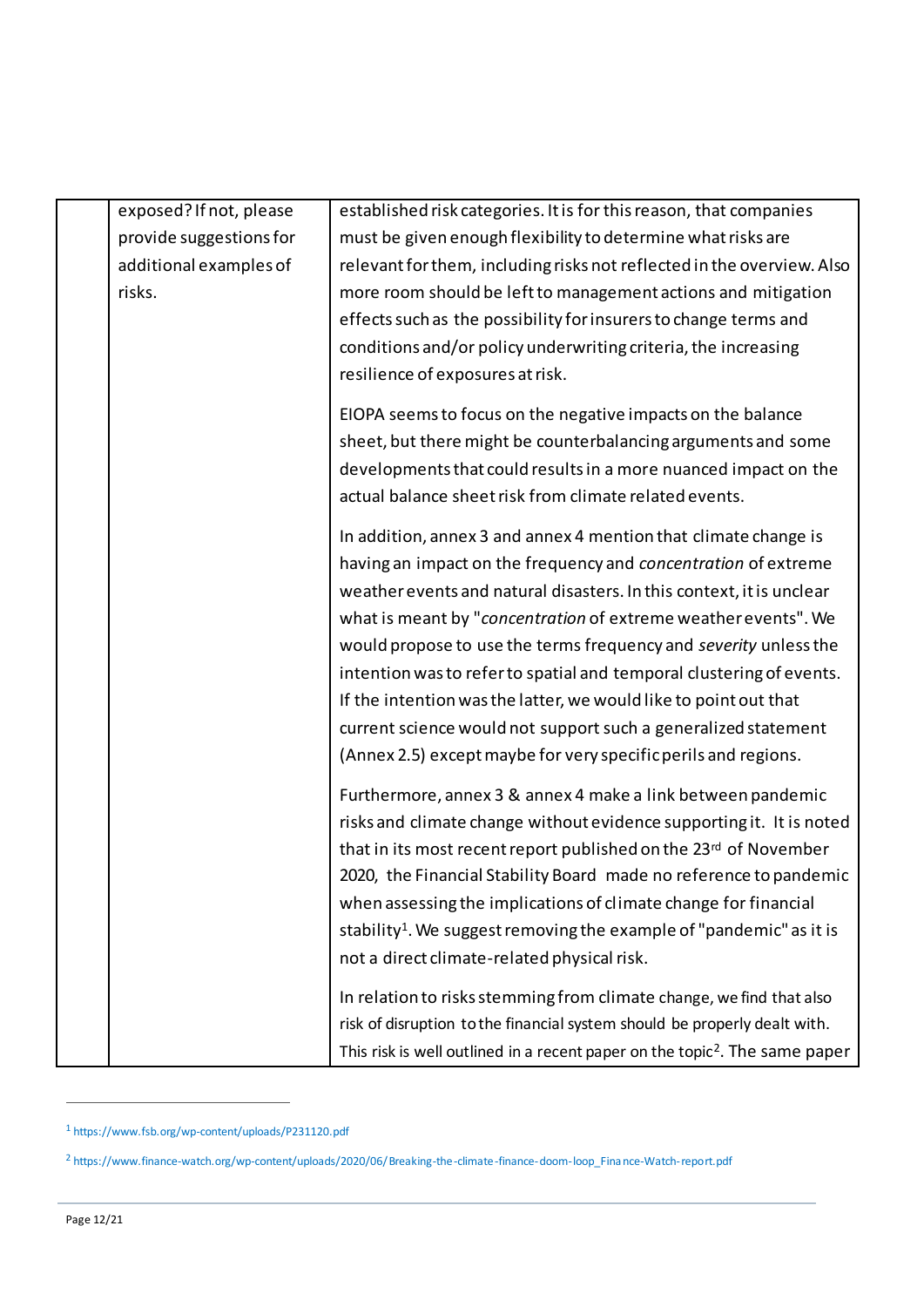|  | exposed? If not, please provide suggestions for additional examples of risks. | established risk categories. It is for this reason, that companies must be given enough flexibility to determine what risks are relevant for them, including risks not reflected in the overview. Also more room should be left to management actions and mitigation effects such as the possibility for insurers to change terms and conditions and/or policy underwriting criteria, the increasing resilience of exposures at risk.<br><br>EIOPA seems to focus on the negative impacts on the balance sheet, but there might be counterbalancing arguments and some developments that could results in a more nuanced impact on the actual balance sheet risk from climate related events.<br><br>In addition, annex 3 and annex 4 mention that climate change is having an impact on the frequency and *concentration* of extreme weather events and natural disasters. In this context, it is unclear what is meant by "*concentration* of extreme weather events". We would propose to use the terms frequency and *severity* unless the intention was to refer to spatial and temporal clustering of events. If the intention was the latter, we would like to point out that current science would not support such a generalized statement (Annex 2.5) except maybe for very specific perils and regions.<br><br>Furthermore, annex 3 & annex 4 make a link between pandemic risks and climate change without evidence supporting it. It is noted that in its most recent report published on the 23rd of November 2020, the Financial Stability Board made no reference to pandemic when assessing the implications of climate change for financial stability[1]. We suggest removing the example of "pandemic" as it is not a direct climate-related physical risk.<br><br>In relation to risks stemming from climate change, we find that also risk of disruption to the financial system should be properly dealt with. This risk is well outlined in a recent paper on the topic[2]. The same paper |
|---|---|---|

[1] https://www.fsb.org/wp-content/uploads/P231120.pdf

[2] https://www.finance-watch.org/wp-content/uploads/2020/06/Breaking-the-climate-finance-doom-loop_Finance-Watch-report.pdf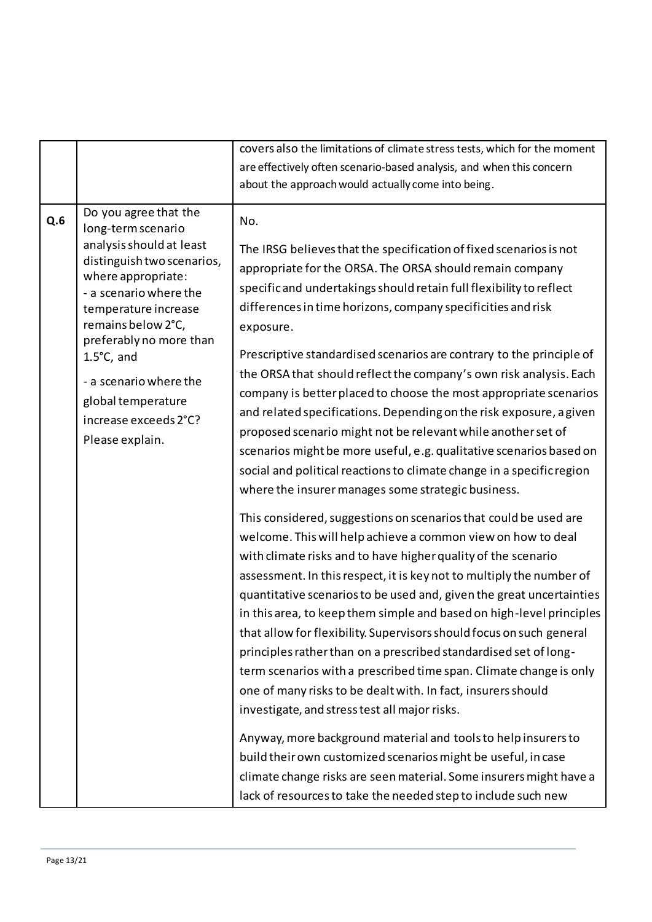| | | |
|---|---|---|
| | | covers also the limitations of climate stress tests, which for the moment are effectively often scenario-based analysis, and when this concern about the approach would actually come into being. |
| **Q.6** | Do you agree that the long-term scenario analysis should at least distinguish two scenarios, where appropriate:<br>- a scenario where the temperature increase remains below 2°C, preferably no more than 1.5°C, and<br>- a scenario where the global temperature increase exceeds 2°C?<br>Please explain. | No.<br><br>The IRSG believes that the specification of fixed scenarios is not appropriate for the ORSA. The ORSA should remain company specific and undertakings should retain full flexibility to reflect differences in time horizons, company specificities and risk exposure.<br><br>Prescriptive standardised scenarios are contrary to the principle of the ORSA that should reflect the company's own risk analysis. Each company is better placed to choose the most appropriate scenarios and related specifications. Depending on the risk exposure, a given proposed scenario might not be relevant while another set of scenarios might be more useful, e.g. qualitative scenarios based on social and political reactions to climate change in a specific region where the insurer manages some strategic business.<br><br>This considered, suggestions on scenarios that could be used are welcome. This will help achieve a common view on how to deal with climate risks and to have higher quality of the scenario assessment. In this respect, it is key not to multiply the number of quantitative scenarios to be used and, given the great uncertainties in this area, to keep them simple and based on high-level principles that allow for flexibility. Supervisors should focus on such general principles rather than on a prescribed standardised set of long-term scenarios with a prescribed time span. Climate change is only one of many risks to be dealt with. In fact, insurers should investigate, and stress test all major risks.<br><br>Anyway, more background material and tools to help insurers to build their own customized scenarios might be useful, in case climate change risks are seen material. Some insurers might have a lack of resources to take the needed step to include such new |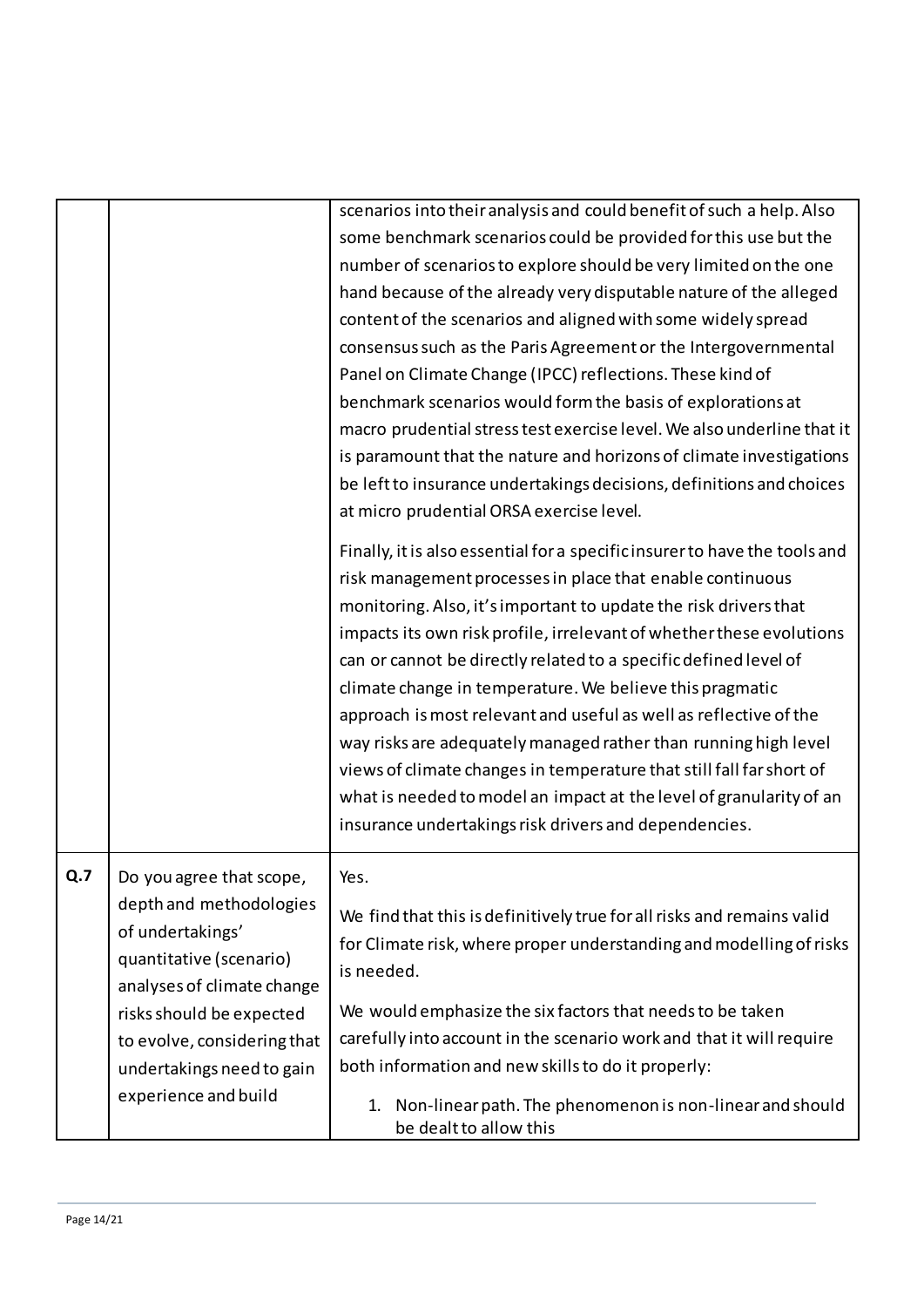| | | |
|---|---|---|
| | | scenarios into their analysis and could benefit of such a help. Also some benchmark scenarios could be provided for this use but the number of scenarios to explore should be very limited on the one hand because of the already very disputable nature of the alleged content of the scenarios and aligned with some widely spread consensus such as the Paris Agreement or the Intergovernmental Panel on Climate Change (IPCC) reflections. These kind of benchmark scenarios would form the basis of explorations at macro prudential stress test exercise level. We also underline that it is paramount that the nature and horizons of climate investigations be left to insurance undertakings decisions, definitions and choices at micro prudential ORSA exercise level.<br><br>Finally, it is also essential for a specific insurer to have the tools and risk management processes in place that enable continuous monitoring. Also, it's important to update the risk drivers that impacts its own risk profile, irrelevant of whether these evolutions can or cannot be directly related to a specific defined level of climate change in temperature. We believe this pragmatic approach is most relevant and useful as well as reflective of the way risks are adequately managed rather than running high level views of climate changes in temperature that still fall far short of what is needed to model an impact at the level of granularity of an insurance undertakings risk drivers and dependencies. |
| **Q.7** | Do you agree that scope, depth and methodologies of undertakings' quantitative (scenario) analyses of climate change risks should be expected to evolve, considering that undertakings need to gain experience and build | Yes.<br><br>We find that this is definitively true for all risks and remains valid for Climate risk, where proper understanding and modelling of risks is needed.<br><br>We would emphasize the six factors that needs to be taken carefully into account in the scenario work and that it will require both information and new skills to do it properly:<br><br>1. Non-linear path. The phenomenon is non-linear and should be dealt to allow this |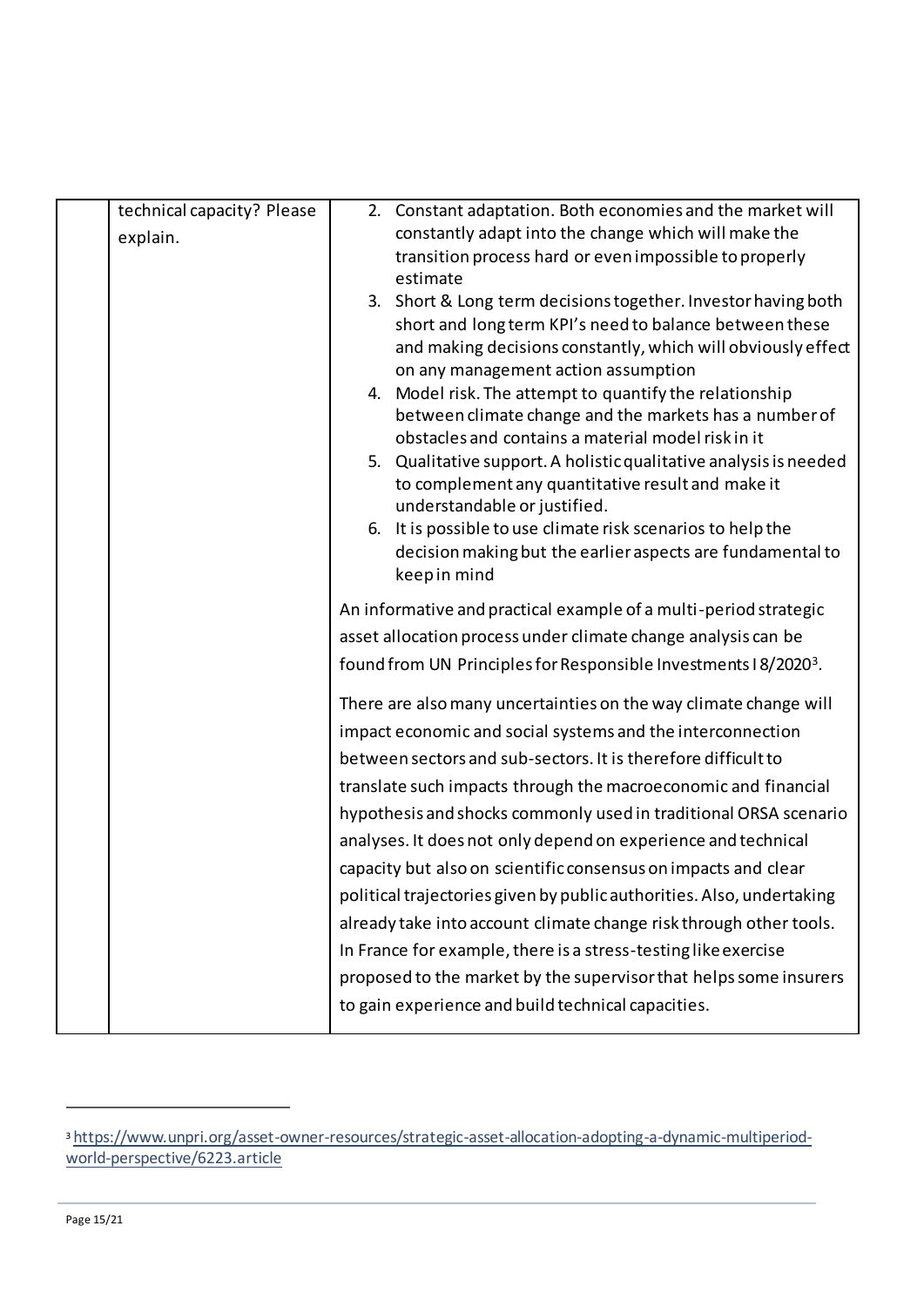|  | technical capacity? Please explain. | 2. Constant adaptation. Both economies and the market will constantly adapt into the change which will make the transition process hard or even impossible to properly estimate<br>3. Short & Long term decisions together. Investor having both short and long term KPI's need to balance between these and making decisions constantly, which will obviously effect on any management action assumption<br>4. Model risk. The attempt to quantify the relationship between climate change and the markets has a number of obstacles and contains a material model risk in it<br>5. Qualitative support. A holistic qualitative analysis is needed to complement any quantitative result and make it understandable or justified.<br>6. It is possible to use climate risk scenarios to help the decision making but the earlier aspects are fundamental to keep in mind<br><br>An informative and practical example of a multi-period strategic asset allocation process under climate change analysis can be found from UN Principles for Responsible Investments I 8/2020[3].<br><br>There are also many uncertainties on the way climate change will impact economic and social systems and the interconnection between sectors and sub-sectors. It is therefore difficult to translate such impacts through the macroeconomic and financial hypothesis and shocks commonly used in traditional ORSA scenario analyses. It does not only depend on experience and technical capacity but also on scientific consensus on impacts and clear political trajectories given by public authorities. Also, undertaking already take into account climate change risk through other tools. In France for example, there is a stress-testing like exercise proposed to the market by the supervisor that helps some insurers to gain experience and build technical capacities. |
|---|---|---|

[3] https://www.unpri.org/asset-owner-resources/strategic-asset-allocation-adopting-a-dynamic-multiperiod-world-perspective/6223.article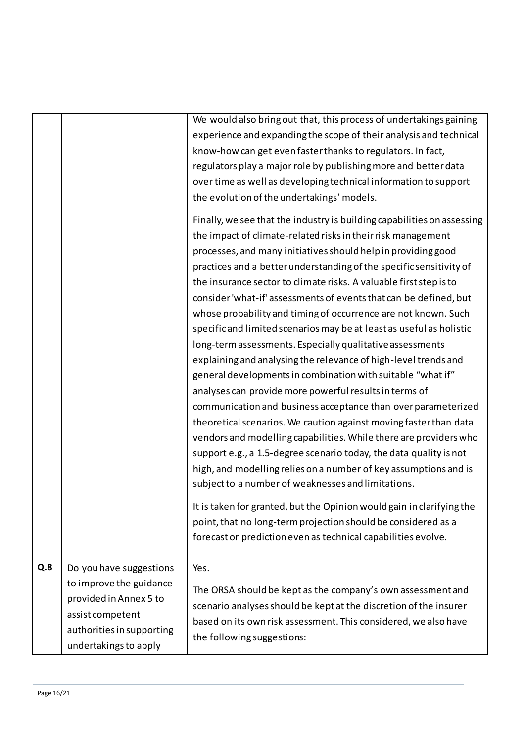| | | |
|---|---|---|
| | | We would also bring out that, this process of undertakings gaining experience and expanding the scope of their analysis and technical know-how can get even faster thanks to regulators. In fact, regulators play a major role by publishing more and better data over time as well as developing technical information to support the evolution of the undertakings' models.<br><br>Finally, we see that the industry is building capabilities on assessing the impact of climate-related risks in their risk management processes, and many initiatives should help in providing good practices and a better understanding of the specific sensitivity of the insurance sector to climate risks. A valuable first step is to consider 'what-if' assessments of events that can be defined, but whose probability and timing of occurrence are not known. Such specific and limited scenarios may be at least as useful as holistic long-term assessments. Especially qualitative assessments explaining and analysing the relevance of high-level trends and general developments in combination with suitable "what if" analyses can provide more powerful results in terms of communication and business acceptance than over parameterized theoretical scenarios. We caution against moving faster than data vendors and modelling capabilities. While there are providers who support e.g., a 1.5-degree scenario today, the data quality is not high, and modelling relies on a number of key assumptions and is subject to a number of weaknesses and limitations.<br><br>It is taken for granted, but the Opinion would gain in clarifying the point, that no long-term projection should be considered as a forecast or prediction even as technical capabilities evolve. |
| **Q.8** | Do you have suggestions to improve the guidance provided in Annex 5 to assist competent authorities in supporting undertakings to apply | Yes.<br><br>The ORSA should be kept as the company's own assessment and scenario analyses should be kept at the discretion of the insurer based on its own risk assessment. This considered, we also have the following suggestions: |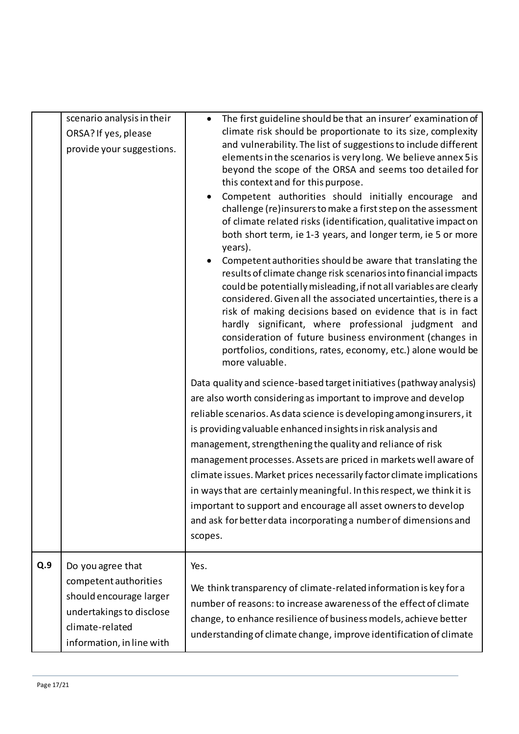| | | |
|---|---|---|
| | scenario analysis in their ORSA? If yes, please provide your suggestions. | <ul><li>The first guideline should be that an insurer' examination of climate risk should be proportionate to its size, complexity and vulnerability. The list of suggestions to include different elements in the scenarios is very long. We believe annex 5 is beyond the scope of the ORSA and seems too detailed for this context and for this purpose.</li><li>Competent authorities should initially encourage and challenge (re)insurers to make a first step on the assessment of climate related risks (identification, qualitative impact on both short term, ie 1-3 years, and longer term, ie 5 or more years).</li><li>Competent authorities should be aware that translating the results of climate change risk scenarios into financial impacts could be potentially misleading, if not all variables are clearly considered. Given all the associated uncertainties, there is a risk of making decisions based on evidence that is in fact hardly significant, where professional judgment and consideration of future business environment (changes in portfolios, conditions, rates, economy, etc.) alone would be more valuable.</li></ul>Data quality and science-based target initiatives (pathway analysis) are also worth considering as important to improve and develop reliable scenarios. As data science is developing among insurers, it is providing valuable enhanced insights in risk analysis and management, strengthening the quality and reliance of risk management processes. Assets are priced in markets well aware of climate issues. Market prices necessarily factor climate implications in ways that are certainly meaningful. In this respect, we think it is important to support and encourage all asset owners to develop and ask for better data incorporating a number of dimensions and scopes. |
| **Q.9** | Do you agree that competent authorities should encourage larger undertakings to disclose climate-related information, in line with | Yes.<br><br>We think transparency of climate-related information is key for a number of reasons: to increase awareness of the effect of climate change, to enhance resilience of business models, achieve better understanding of climate change, improve identification of climate |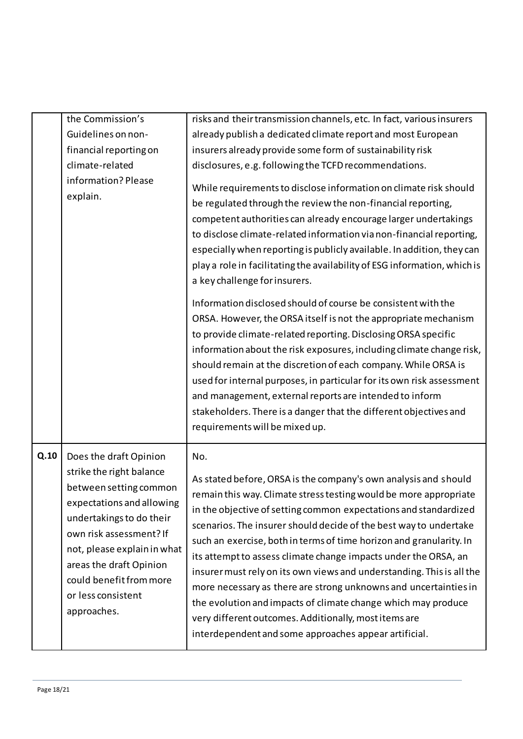| | | |
|---|---|---|
| | the Commission's Guidelines on non-financial reporting on climate-related information? Please explain. | risks and their transmission channels, etc. In fact, various insurers already publish a dedicated climate report and most European insurers already provide some form of sustainability risk disclosures, e.g. following the TCFD recommendations.<br><br>While requirements to disclose information on climate risk should be regulated through the review the non-financial reporting, competent authorities can already encourage larger undertakings to disclose climate-related information via non-financial reporting, especially when reporting is publicly available. In addition, they can play a role in facilitating the availability of ESG information, which is a key challenge for insurers.<br><br>Information disclosed should of course be consistent with the ORSA. However, the ORSA itself is not the appropriate mechanism to provide climate-related reporting. Disclosing ORSA specific information about the risk exposures, including climate change risk, should remain at the discretion of each company. While ORSA is used for internal purposes, in particular for its own risk assessment and management, external reports are intended to inform stakeholders. There is a danger that the different objectives and requirements will be mixed up. |
| **Q.10** | Does the draft Opinion strike the right balance between setting common expectations and allowing undertakings to do their own risk assessment? If not, please explain in what areas the draft Opinion could benefit from more or less consistent approaches. | No.<br><br>As stated before, ORSA is the company's own analysis and should remain this way. Climate stress testing would be more appropriate in the objective of setting common expectations and standardized scenarios. The insurer should decide of the best way to undertake such an exercise, both in terms of time horizon and granularity. In its attempt to assess climate change impacts under the ORSA, an insurer must rely on its own views and understanding. This is all the more necessary as there are strong unknowns and uncertainties in the evolution and impacts of climate change which may produce very different outcomes. Additionally, most items are interdependent and some approaches appear artificial. |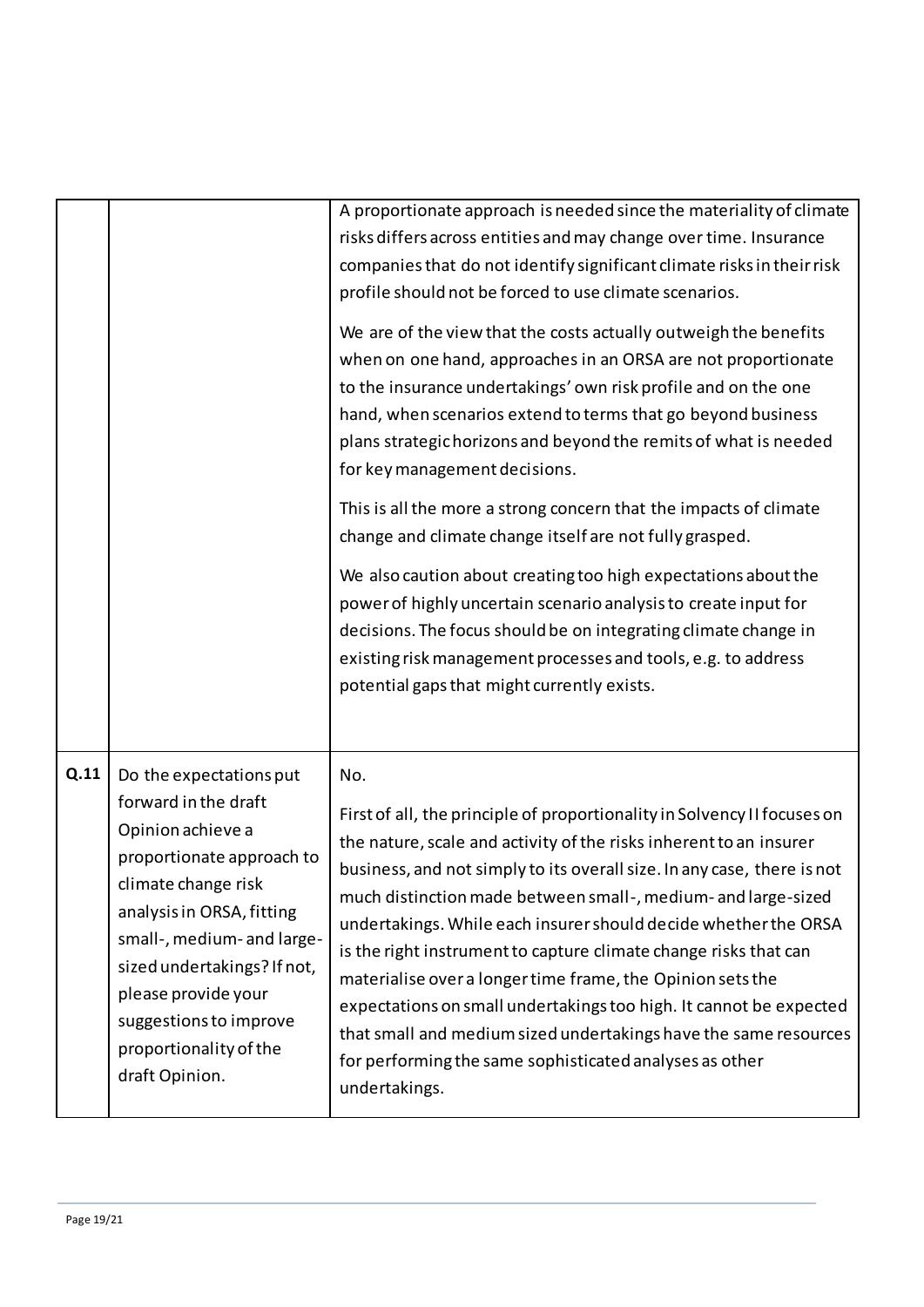| | | |
|---|---|---|
| | | A proportionate approach is needed since the materiality of climate risks differs across entities and may change over time. Insurance companies that do not identify significant climate risks in their risk profile should not be forced to use climate scenarios.<br><br>We are of the view that the costs actually outweigh the benefits when on one hand, approaches in an ORSA are not proportionate to the insurance undertakings' own risk profile and on the one hand, when scenarios extend to terms that go beyond business plans strategic horizons and beyond the remits of what is needed for key management decisions.<br><br>This is all the more a strong concern that the impacts of climate change and climate change itself are not fully grasped.<br><br>We also caution about creating too high expectations about the power of highly uncertain scenario analysis to create input for decisions. The focus should be on integrating climate change in existing risk management processes and tools, e.g. to address potential gaps that might currently exists. |
| **Q.11** | Do the expectations put forward in the draft Opinion achieve a proportionate approach to climate change risk analysis in ORSA, fitting small-, medium- and large-sized undertakings? If not, please provide your suggestions to improve proportionality of the draft Opinion. | No.<br><br>First of all, the principle of proportionality in Solvency II focuses on the nature, scale and activity of the risks inherent to an insurer business, and not simply to its overall size. In any case, there is not much distinction made between small-, medium- and large-sized undertakings. While each insurer should decide whether the ORSA is the right instrument to capture climate change risks that can materialise over a longer time frame, the Opinion sets the expectations on small undertakings too high. It cannot be expected that small and medium sized undertakings have the same resources for performing the same sophisticated analyses as other undertakings. |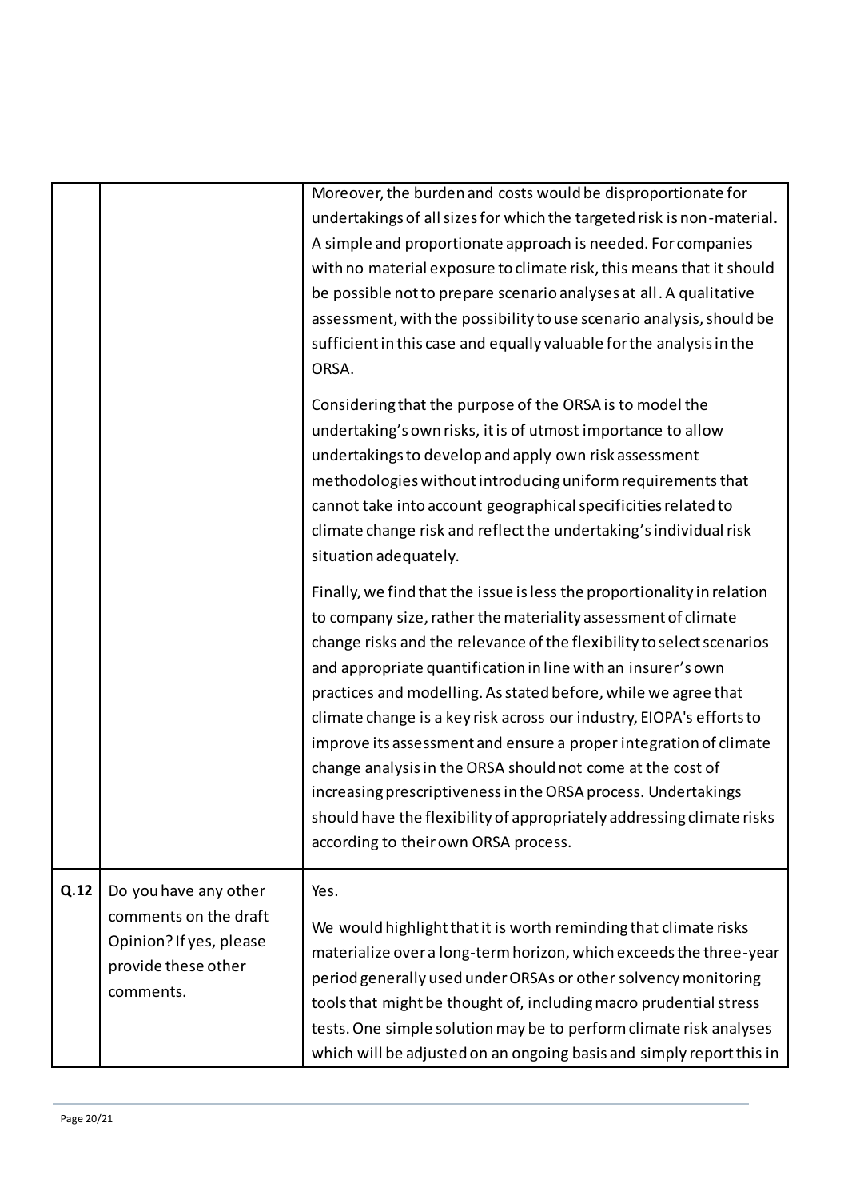| | | |
|---|---|---|
| | | Moreover, the burden and costs would be disproportionate for undertakings of all sizes for which the targeted risk is non-material. A simple and proportionate approach is needed. For companies with no material exposure to climate risk, this means that it should be possible not to prepare scenario analyses at all. A qualitative assessment, with the possibility to use scenario analysis, should be sufficient in this case and equally valuable for the analysis in the ORSA.<br><br>Considering that the purpose of the ORSA is to model the undertaking's own risks, it is of utmost importance to allow undertakings to develop and apply own risk assessment methodologies without introducing uniform requirements that cannot take into account geographical specificities related to climate change risk and reflect the undertaking's individual risk situation adequately.<br><br>Finally, we find that the issue is less the proportionality in relation to company size, rather the materiality assessment of climate change risks and the relevance of the flexibility to select scenarios and appropriate quantification in line with an insurer's own practices and modelling. As stated before, while we agree that climate change is a key risk across our industry, EIOPA's efforts to improve its assessment and ensure a proper integration of climate change analysis in the ORSA should not come at the cost of increasing prescriptiveness in the ORSA process. Undertakings should have the flexibility of appropriately addressing climate risks according to their own ORSA process. |
| **Q.12** | Do you have any other comments on the draft Opinion? If yes, please provide these other comments. | Yes.<br><br>We would highlight that it is worth reminding that climate risks materialize over a long-term horizon, which exceeds the three-year period generally used under ORSAs or other solvency monitoring tools that might be thought of, including macro prudential stress tests. One simple solution may be to perform climate risk analyses which will be adjusted on an ongoing basis and simply report this in |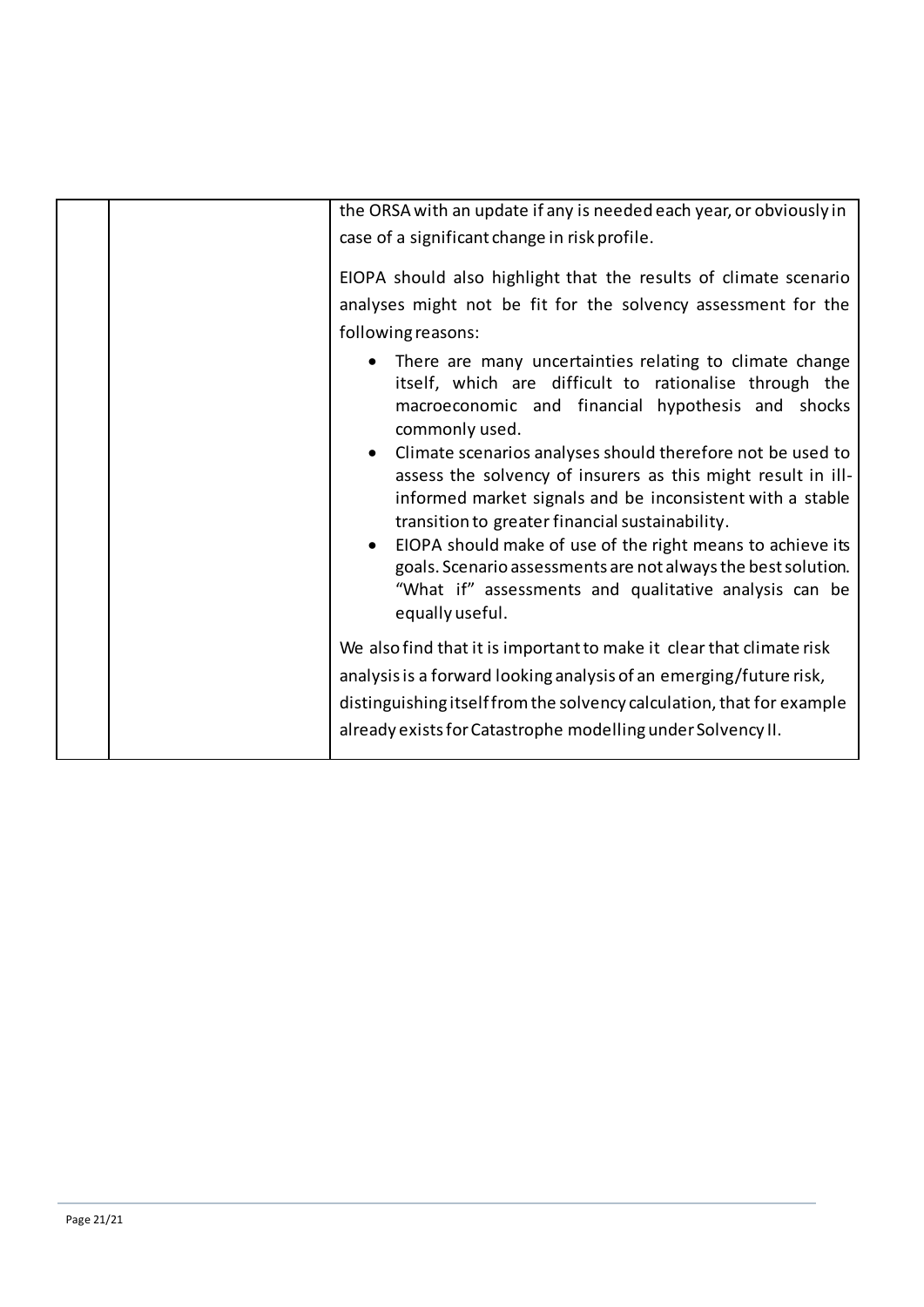| | | |
|---|---|---|
| | | the ORSA with an update if any is needed each year, or obviously in case of a significant change in risk profile.<br><br>EIOPA should also highlight that the results of climate scenario analyses might not be fit for the solvency assessment for the following reasons:<br><br>• There are many uncertainties relating to climate change itself, which are difficult to rationalise through the macroeconomic and financial hypothesis and shocks commonly used.<br>• Climate scenarios analyses should therefore not be used to assess the solvency of insurers as this might result in ill-informed market signals and be inconsistent with a stable transition to greater financial sustainability.<br>• EIOPA should make of use of the right means to achieve its goals. Scenario assessments are not always the best solution. "What if" assessments and qualitative analysis can be equally useful.<br><br>We also find that it is important to make it clear that climate risk analysis is a forward looking analysis of an emerging/future risk, distinguishing itself from the solvency calculation, that for example already exists for Catastrophe modelling under Solvency II. |